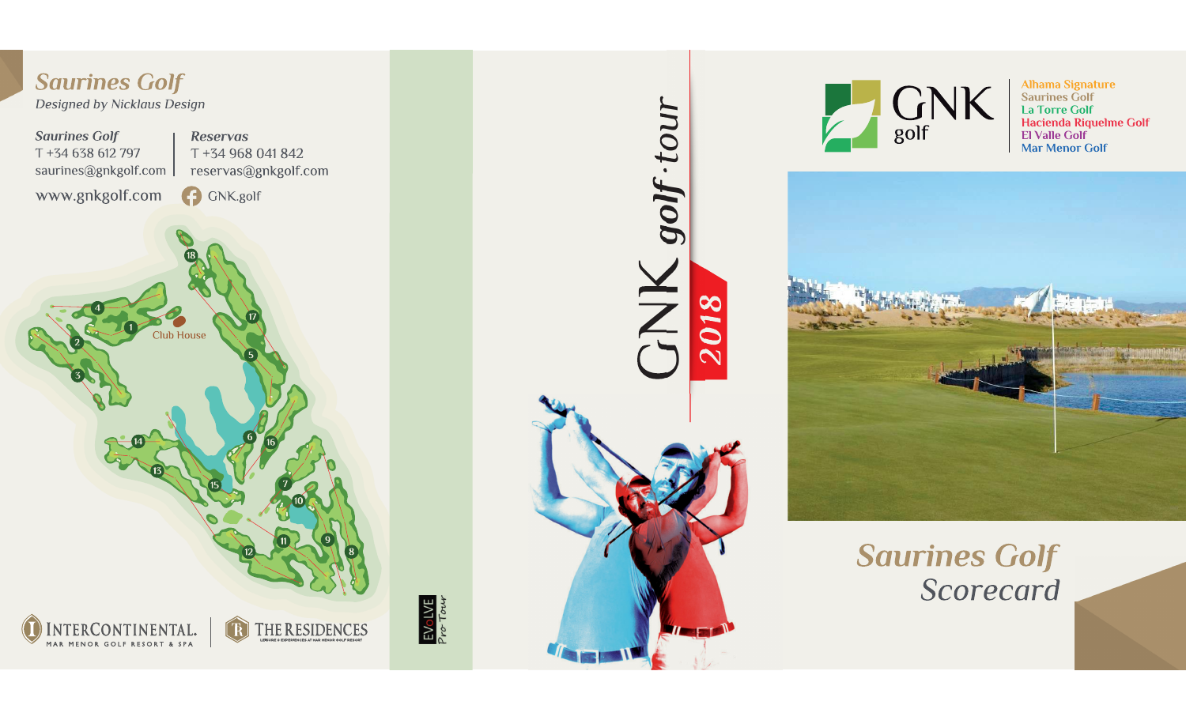# Saurines Golf

*Designed by Nicklaus Design*

**Saurines Golf**
T +34 638 612 797
saurines@gnkgolf.com

**Reservas**
T +34 968 041 842
reservas@gnkgolf.com

www.gnkgolf.com

GNK.golf

Club House

INTERCONTINENTAL. MAR MENOR GOLF RESORT & SPA

THE RESIDENCES

EVoLVE Pro Tour

GNK golf·tour 2018

GNK golf

Alhama Signature
Saurines Golf
La Torre Golf
Hacienda Riquelme Golf
El Valle Golf
Mar Menor Golf

## Saurines Golf Scorecard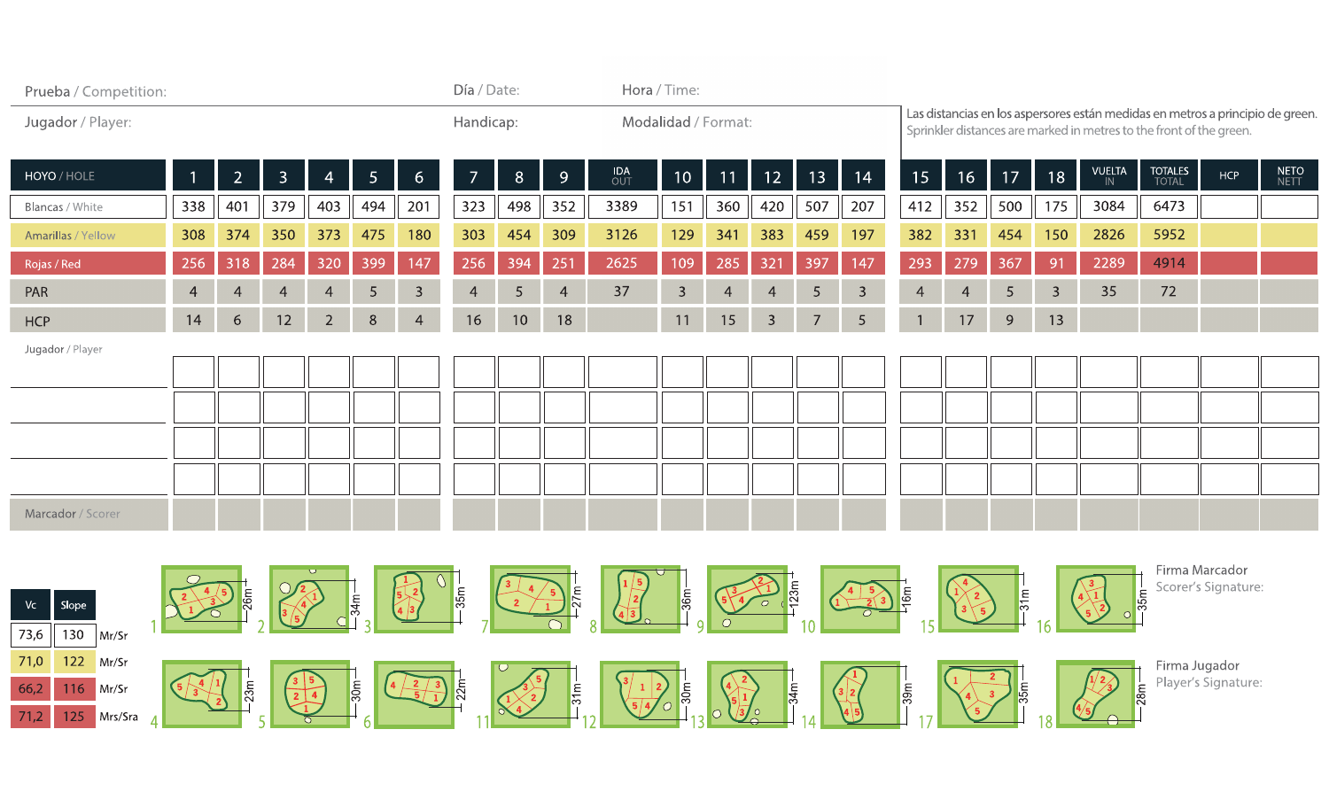Prueba / Competition: | Día / Date: | Hora / Time:

Jugador / Player: | Handicap: | Modalidad / Format:

Las distancias en los aspersores están medidas en metros a principio de green.
Sprinkler distances are marked in metres to the front of the green.

| HOYO / HOLE | 1 | 2 | 3 | 4 | 5 | 6 | 7 | 8 | 9 | IDA OUT | 10 | 11 | 12 | 13 | 14 | 15 | 16 | 17 | 18 | VUELTA IN | TOTALES TOTAL | HCP | NETO NETT |
|---|---|---|---|---|---|---|---|---|---|---|---|---|---|---|---|---|---|---|---|---|---|---|---|
| Blancas / White | 338 | 401 | 379 | 403 | 494 | 201 | 323 | 498 | 352 | 3389 | 151 | 360 | 420 | 507 | 207 | 412 | 352 | 500 | 175 | 3084 | 6473 | | |
| Amarillas / Yellow | 308 | 374 | 350 | 373 | 475 | 180 | 303 | 454 | 309 | 3126 | 129 | 341 | 383 | 459 | 197 | 382 | 331 | 454 | 150 | 2826 | 5952 | | |
| Rojas / Red | 256 | 318 | 284 | 320 | 399 | 147 | 256 | 394 | 251 | 2625 | 109 | 285 | 321 | 397 | 147 | 293 | 279 | 367 | 91 | 2289 | 4914 | | |
| PAR | 4 | 4 | 4 | 4 | 5 | 3 | 4 | 5 | 4 | 37 | 3 | 4 | 4 | 5 | 3 | 4 | 4 | 5 | 3 | 35 | 72 | | |
| HCP | 14 | 6 | 12 | 2 | 8 | 4 | 16 | 10 | 18 | | 11 | 15 | 3 | 7 | 5 | 1 | 17 | 9 | 13 | | | | |
| Jugador / Player | | | | | | | | | | | | | | | | | | | | | | | |
| | | | | | | | | | | | | | | | | | | | | | | | |
| | | | | | | | | | | | | | | | | | | | | | | | |
| | | | | | | | | | | | | | | | | | | | | | | | |
| | | | | | | | | | | | | | | | | | | | | | | | |
| Marcador / Scorer | | | | | | | | | | | | | | | | | | | | | | | |

| Vc | Slope | |
|---|---|---|
| 73,6 | 130 | Mr/Sr |
| 71,0 | 122 | Mr/Sr |
| 66,2 | 116 | Mr/Sr |
| 71,2 | 125 | Mrs/Sra |

1 26m
2 34m
3 35m
7 27m
8 36m
9 23m
10 16m
15 31m
16 35m
4 23m
5 30m
6 22m
11 31m
12 30m
13 34m
14 39m
17 35m
18 28m

Firma Marcador
Scorer's Signature:

Firma Jugador
Player's Signature: